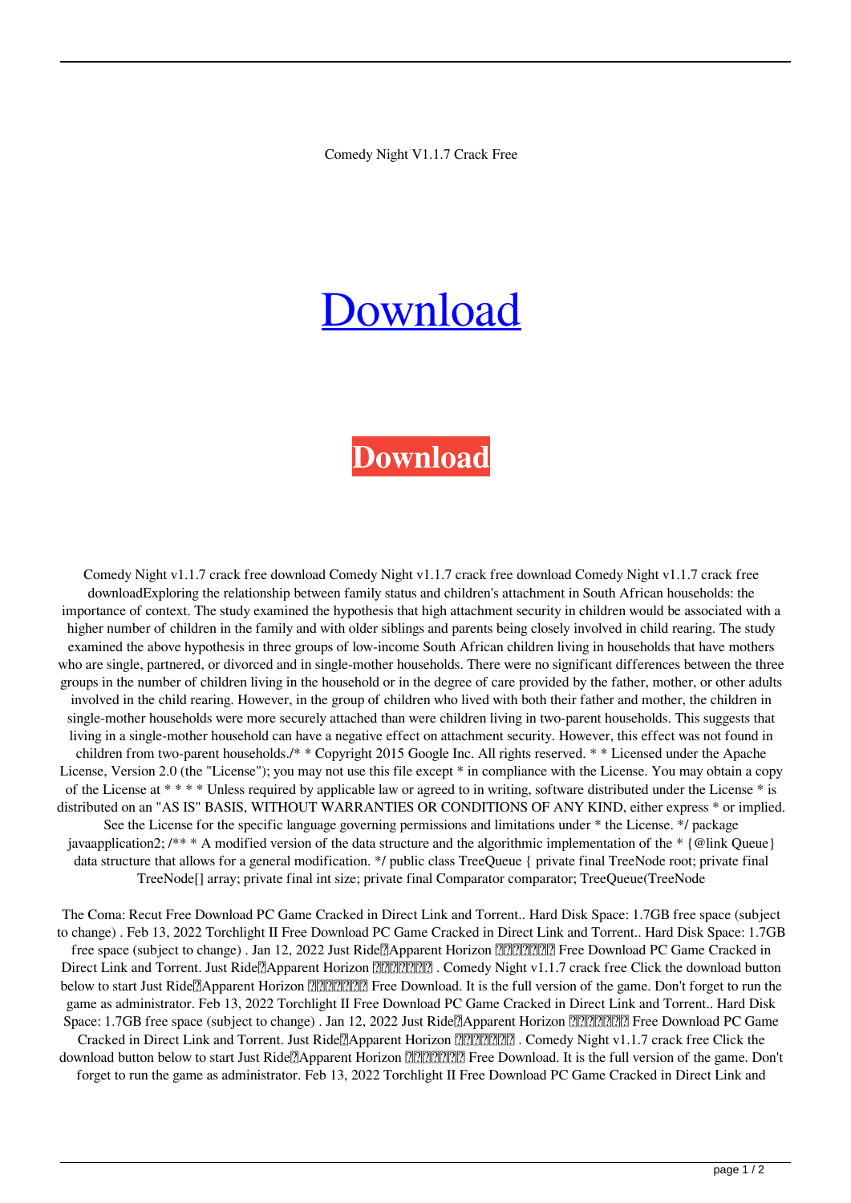Comedy Night V1.1.7 Crack Free

Download

**Download**

Comedy Night v1.1.7 crack free download Comedy Night v1.1.7 crack free download Comedy Night v1.1.7 crack free downloadExploring the relationship between family status and children's attachment in South African households: the importance of context. The study examined the hypothesis that high attachment security in children would be associated with a higher number of children in the family and with older siblings and parents being closely involved in child rearing. The study examined the above hypothesis in three groups of low-income South African children living in households that have mothers who are single, partnered, or divorced and in single-mother households. There were no significant differences between the three groups in the number of children living in the household or in the degree of care provided by the father, mother, or other adults involved in the child rearing. However, in the group of children who lived with both their father and mother, the children in single-mother households were more securely attached than were children living in two-parent households. This suggests that living in a single-mother household can have a negative effect on attachment security. However, this effect was not found in children from two-parent households./* * Copyright 2015 Google Inc. All rights reserved. * * Licensed under the Apache License, Version 2.0 (the "License"); you may not use this file except * in compliance with the License. You may obtain a copy of the License at * * * * Unless required by applicable law or agreed to in writing, software distributed under the License * is distributed on an "AS IS" BASIS, WITHOUT WARRANTIES OR CONDITIONS OF ANY KIND, either express * or implied. See the License for the specific language governing permissions and limitations under * the License. */ package javaapplication2; /** * A modified version of the data structure and the algorithmic implementation of the * {@link Queue} data structure that allows for a general modification. */ public class TreeQueue { private final TreeNode root; private final TreeNode[] array; private final int size; private final Comparator comparator; TreeQueue(TreeNode

The Coma: Recut Free Download PC Game Cracked in Direct Link and Torrent.. Hard Disk Space: 1.7GB free space (subject to change) . Feb 13, 2022 Torchlight II Free Download PC Game Cracked in Direct Link and Torrent.. Hard Disk Space: 1.7GB free space (subject to change) . Jan 12, 2022 Just Ride?Apparent Horizon ??????? Free Download PC Game Cracked in Direct Link and Torrent. Just Ride?Apparent Horizon ??????? . Comedy Night v1.1.7 crack free Click the download button below to start Just Ride?Apparent Horizon ??????? Free Download. It is the full version of the game. Don't forget to run the game as administrator. Feb 13, 2022 Torchlight II Free Download PC Game Cracked in Direct Link and Torrent.. Hard Disk Space: 1.7GB free space (subject to change) . Jan 12, 2022 Just Ride?Apparent Horizon ??????? Free Download PC Game Cracked in Direct Link and Torrent. Just Ride?Apparent Horizon ??????? . Comedy Night v1.1.7 crack free Click the download button below to start Just Ride?Apparent Horizon ??????? Free Download. It is the full version of the game. Don't forget to run the game as administrator. Feb 13, 2022 Torchlight II Free Download PC Game Cracked in Direct Link and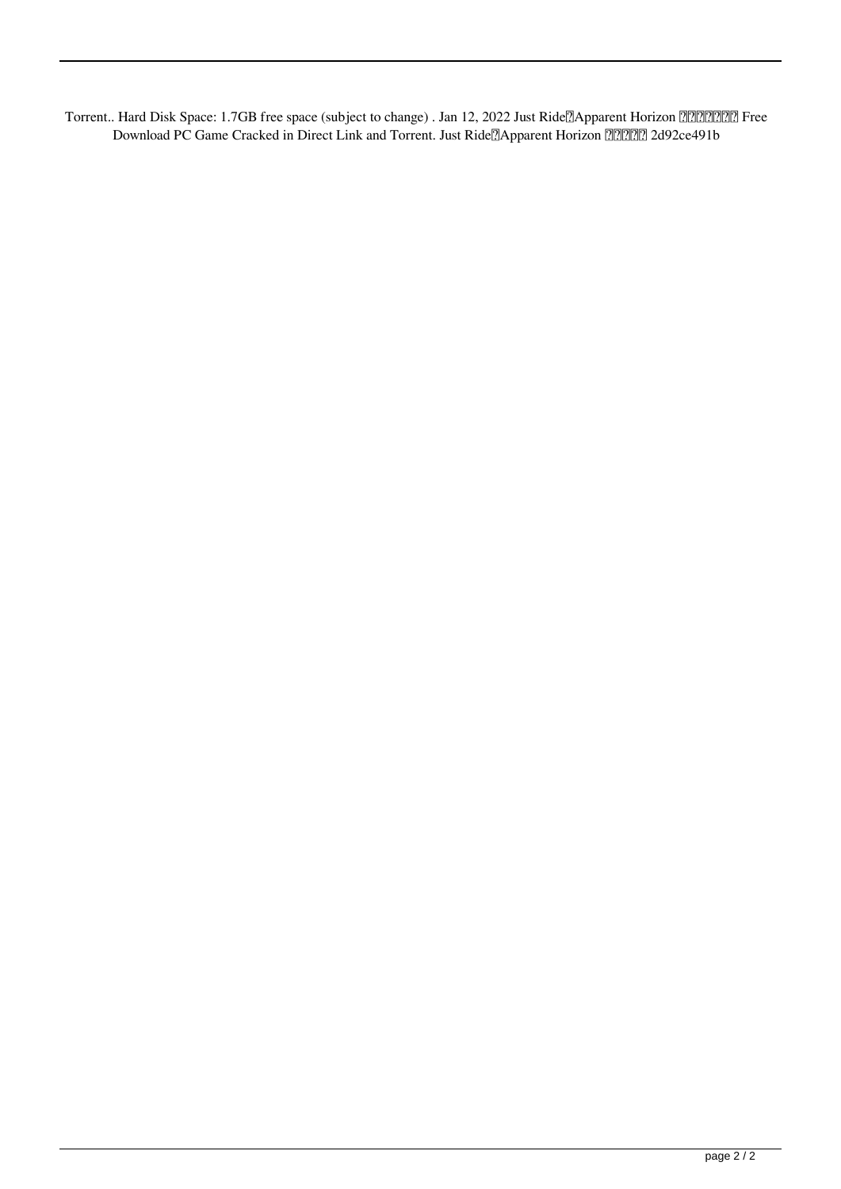Torrent.. Hard Disk Space: 1.7GB free space (subject to change) . Jan 12, 2022 Just Ride<unk>Apparent Horizon <unk><unk><unk><unk><unk><unk><unk> Free Download PC Game Cracked in Direct Link and Torrent. Just Ride<unk>Apparent Horizon <unk><unk><unk><unk><unk> 2d92ce491b